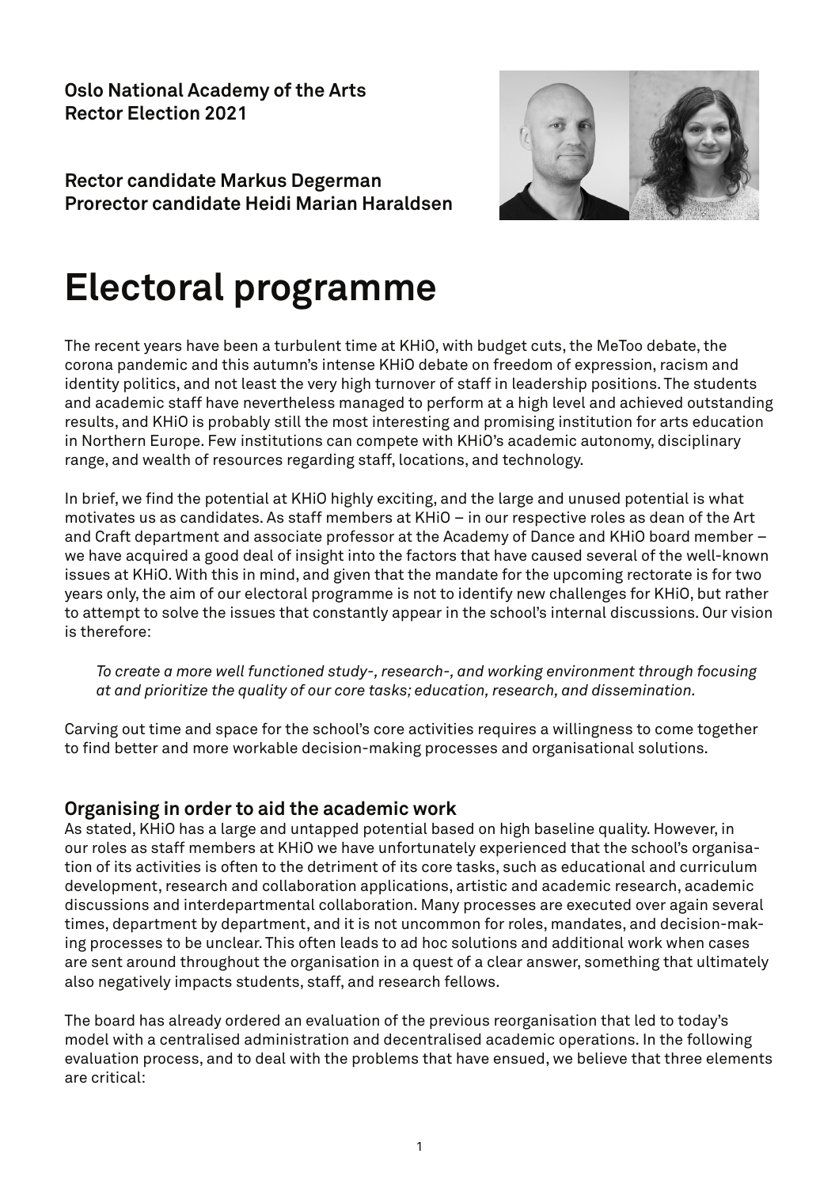**Oslo National Academy of the Arts**
**Rector Election 2021**

**Rector candidate Markus Degerman**
**Prorector candidate Heidi Marian Haraldsen**

# Electoral programme

The recent years have been a turbulent time at KHiO, with budget cuts, the MeToo debate, the corona pandemic and this autumn's intense KHiO debate on freedom of expression, racism and identity politics, and not least the very high turnover of staff in leadership positions. The students and academic staff have nevertheless managed to perform at a high level and achieved outstanding results, and KHiO is probably still the most interesting and promising institution for arts education in Northern Europe. Few institutions can compete with KHiO's academic autonomy, disciplinary range, and wealth of resources regarding staff, locations, and technology.

In brief, we find the potential at KHiO highly exciting, and the large and unused potential is what motivates us as candidates. As staff members at KHiO – in our respective roles as dean of the Art and Craft department and associate professor at the Academy of Dance and KHiO board member – we have acquired a good deal of insight into the factors that have caused several of the well-known issues at KHiO. With this in mind, and given that the mandate for the upcoming rectorate is for two years only, the aim of our electoral programme is not to identify new challenges for KHiO, but rather to attempt to solve the issues that constantly appear in the school's internal discussions. Our vision is therefore:

> *To create a more well functioned study-, research-, and working environment through focusing at and prioritize the quality of our core tasks; education, research, and dissemination.*

Carving out time and space for the school's core activities requires a willingness to come together to find better and more workable decision-making processes and organisational solutions.

## Organising in order to aid the academic work

As stated, KHiO has a large and untapped potential based on high baseline quality. However, in our roles as staff members at KHiO we have unfortunately experienced that the school's organisation of its activities is often to the detriment of its core tasks, such as educational and curriculum development, research and collaboration applications, artistic and academic research, academic discussions and interdepartmental collaboration. Many processes are executed over again several times, department by department, and it is not uncommon for roles, mandates, and decision-making processes to be unclear. This often leads to ad hoc solutions and additional work when cases are sent around throughout the organisation in a quest of a clear answer, something that ultimately also negatively impacts students, staff, and research fellows.

The board has already ordered an evaluation of the previous reorganisation that led to today's model with a centralised administration and decentralised academic operations. In the following evaluation process, and to deal with the problems that have ensued, we believe that three elements are critical: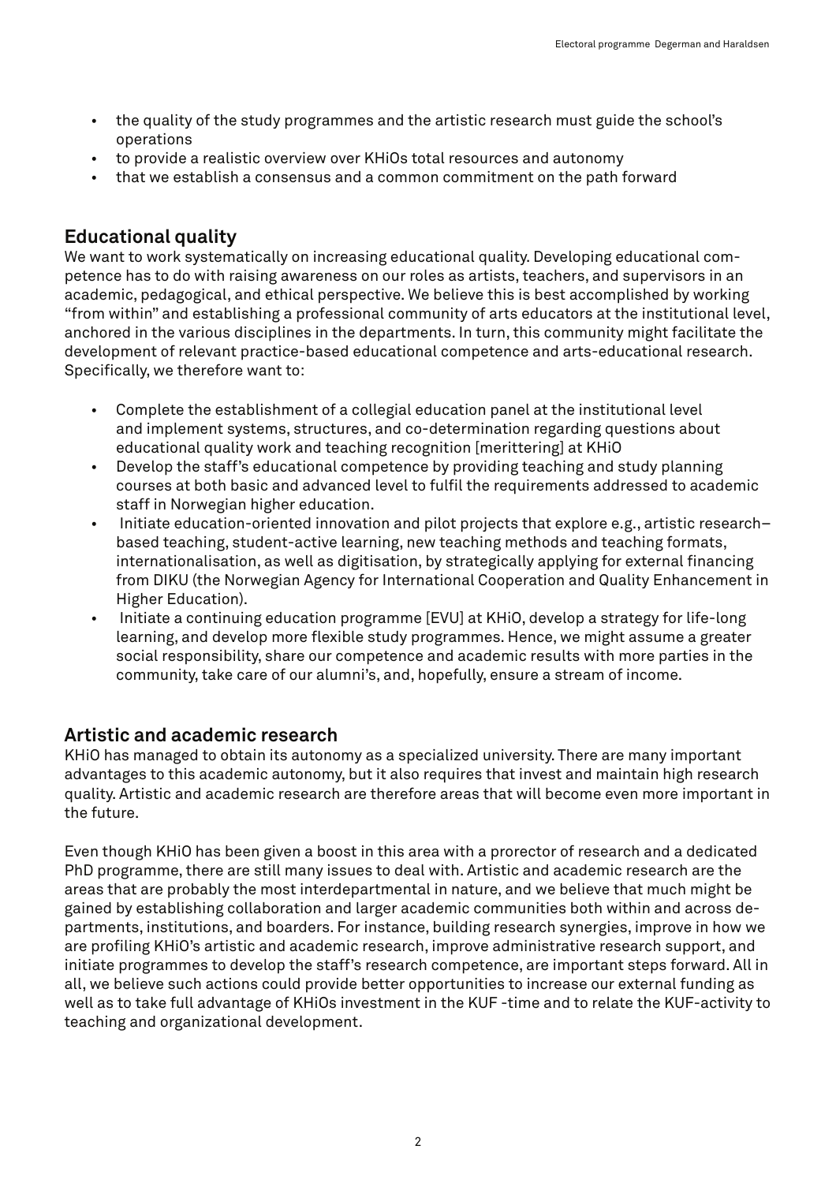- the quality of the study programmes and the artistic research must guide the school's operations
- to provide a realistic overview over KHiOs total resources and autonomy
- that we establish a consensus and a common commitment on the path forward

## Educational quality

We want to work systematically on increasing educational quality. Developing educational competence has to do with raising awareness on our roles as artists, teachers, and supervisors in an academic, pedagogical, and ethical perspective. We believe this is best accomplished by working "from within" and establishing a professional community of arts educators at the institutional level, anchored in the various disciplines in the departments. In turn, this community might facilitate the development of relevant practice-based educational competence and arts-educational research. Specifically, we therefore want to:

- Complete the establishment of a collegial education panel at the institutional level and implement systems, structures, and co-determination regarding questions about educational quality work and teaching recognition [merittering] at KHiO
- Develop the staff's educational competence by providing teaching and study planning courses at both basic and advanced level to fulfil the requirements addressed to academic staff in Norwegian higher education.
- Initiate education-oriented innovation and pilot projects that explore e.g., artistic research–based teaching, student-active learning, new teaching methods and teaching formats, internationalisation, as well as digitisation, by strategically applying for external financing from DIKU (the Norwegian Agency for International Cooperation and Quality Enhancement in Higher Education).
- Initiate a continuing education programme [EVU] at KHiO, develop a strategy for life-long learning, and develop more flexible study programmes. Hence, we might assume a greater social responsibility, share our competence and academic results with more parties in the community, take care of our alumni's, and, hopefully, ensure a stream of income.

## Artistic and academic research

KHiO has managed to obtain its autonomy as a specialized university. There are many important advantages to this academic autonomy, but it also requires that invest and maintain high research quality. Artistic and academic research are therefore areas that will become even more important in the future.

Even though KHiO has been given a boost in this area with a prorector of research and a dedicated PhD programme, there are still many issues to deal with. Artistic and academic research are the areas that are probably the most interdepartmental in nature, and we believe that much might be gained by establishing collaboration and larger academic communities both within and across departments, institutions, and boarders. For instance, building research synergies, improve in how we are profiling KHiO's artistic and academic research, improve administrative research support, and initiate programmes to develop the staff's research competence, are important steps forward. All in all, we believe such actions could provide better opportunities to increase our external funding as well as to take full advantage of KHiOs investment in the KUF -time and to relate the KUF-activity to teaching and organizational development.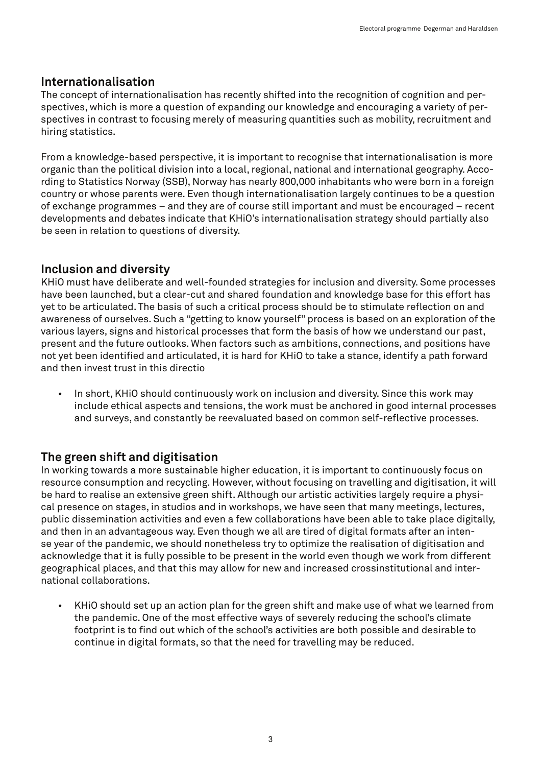## Internationalisation

The concept of internationalisation has recently shifted into the recognition of cognition and perspectives, which is more a question of expanding our knowledge and encouraging a variety of perspectives in contrast to focusing merely of measuring quantities such as mobility, recruitment and hiring statistics.

From a knowledge-based perspective, it is important to recognise that internationalisation is more organic than the political division into a local, regional, national and international geography. According to Statistics Norway (SSB), Norway has nearly 800,000 inhabitants who were born in a foreign country or whose parents were. Even though internationalisation largely continues to be a question of exchange programmes – and they are of course still important and must be encouraged – recent developments and debates indicate that KHiO's internationalisation strategy should partially also be seen in relation to questions of diversity.

## Inclusion and diversity

KHiO must have deliberate and well-founded strategies for inclusion and diversity. Some processes have been launched, but a clear-cut and shared foundation and knowledge base for this effort has yet to be articulated. The basis of such a critical process should be to stimulate reflection on and awareness of ourselves. Such a "getting to know yourself" process is based on an exploration of the various layers, signs and historical processes that form the basis of how we understand our past, present and the future outlooks. When factors such as ambitions, connections, and positions have not yet been identified and articulated, it is hard for KHiO to take a stance, identify a path forward and then invest trust in this directio

- In short, KHiO should continuously work on inclusion and diversity. Since this work may include ethical aspects and tensions, the work must be anchored in good internal processes and surveys, and constantly be reevaluated based on common self-reflective processes.

## The green shift and digitisation

In working towards a more sustainable higher education, it is important to continuously focus on resource consumption and recycling. However, without focusing on travelling and digitisation, it will be hard to realise an extensive green shift. Although our artistic activities largely require a physical presence on stages, in studios and in workshops, we have seen that many meetings, lectures, public dissemination activities and even a few collaborations have been able to take place digitally, and then in an advantageous way. Even though we all are tired of digital formats after an intense year of the pandemic, we should nonetheless try to optimize the realisation of digitisation and acknowledge that it is fully possible to be present in the world even though we work from different geographical places, and that this may allow for new and increased crossinstitutional and international collaborations.

- KHiO should set up an action plan for the green shift and make use of what we learned from the pandemic. One of the most effective ways of severely reducing the school's climate footprint is to find out which of the school's activities are both possible and desirable to continue in digital formats, so that the need for travelling may be reduced.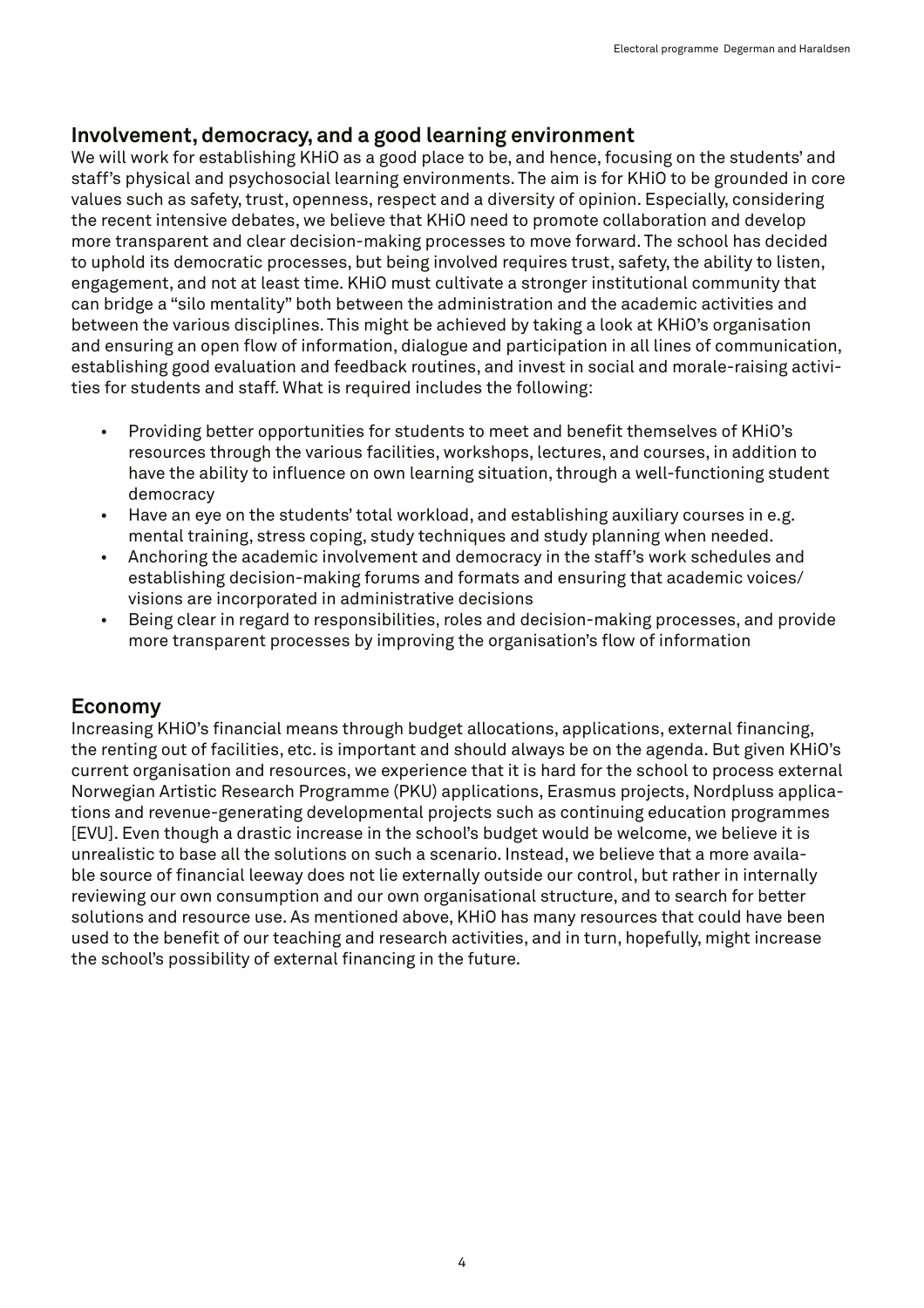## Involvement, democracy, and a good learning environment

We will work for establishing KHiO as a good place to be, and hence, focusing on the students' and staff's physical and psychosocial learning environments. The aim is for KHiO to be grounded in core values such as safety, trust, openness, respect and a diversity of opinion. Especially, considering the recent intensive debates, we believe that KHiO need to promote collaboration and develop more transparent and clear decision-making processes to move forward. The school has decided to uphold its democratic processes, but being involved requires trust, safety, the ability to listen, engagement, and not at least time. KHiO must cultivate a stronger institutional community that can bridge a "silo mentality" both between the administration and the academic activities and between the various disciplines. This might be achieved by taking a look at KHiO's organisation and ensuring an open flow of information, dialogue and participation in all lines of communication, establishing good evaluation and feedback routines, and invest in social and morale-raising activities for students and staff. What is required includes the following:

- Providing better opportunities for students to meet and benefit themselves of KHiO's resources through the various facilities, workshops, lectures, and courses, in addition to have the ability to influence on own learning situation, through a well-functioning student democracy
- Have an eye on the students' total workload, and establishing auxiliary courses in e.g. mental training, stress coping, study techniques and study planning when needed.
- Anchoring the academic involvement and democracy in the staff's work schedules and establishing decision-making forums and formats and ensuring that academic voices/visions are incorporated in administrative decisions
- Being clear in regard to responsibilities, roles and decision-making processes, and provide more transparent processes by improving the organisation's flow of information

## Economy

Increasing KHiO's financial means through budget allocations, applications, external financing, the renting out of facilities, etc. is important and should always be on the agenda. But given KHiO's current organisation and resources, we experience that it is hard for the school to process external Norwegian Artistic Research Programme (PKU) applications, Erasmus projects, Nordpluss applications and revenue-generating developmental projects such as continuing education programmes [EVU]. Even though a drastic increase in the school's budget would be welcome, we believe it is unrealistic to base all the solutions on such a scenario. Instead, we believe that a more available source of financial leeway does not lie externally outside our control, but rather in internally reviewing our own consumption and our own organisational structure, and to search for better solutions and resource use. As mentioned above, KHiO has many resources that could have been used to the benefit of our teaching and research activities, and in turn, hopefully, might increase the school's possibility of external financing in the future.